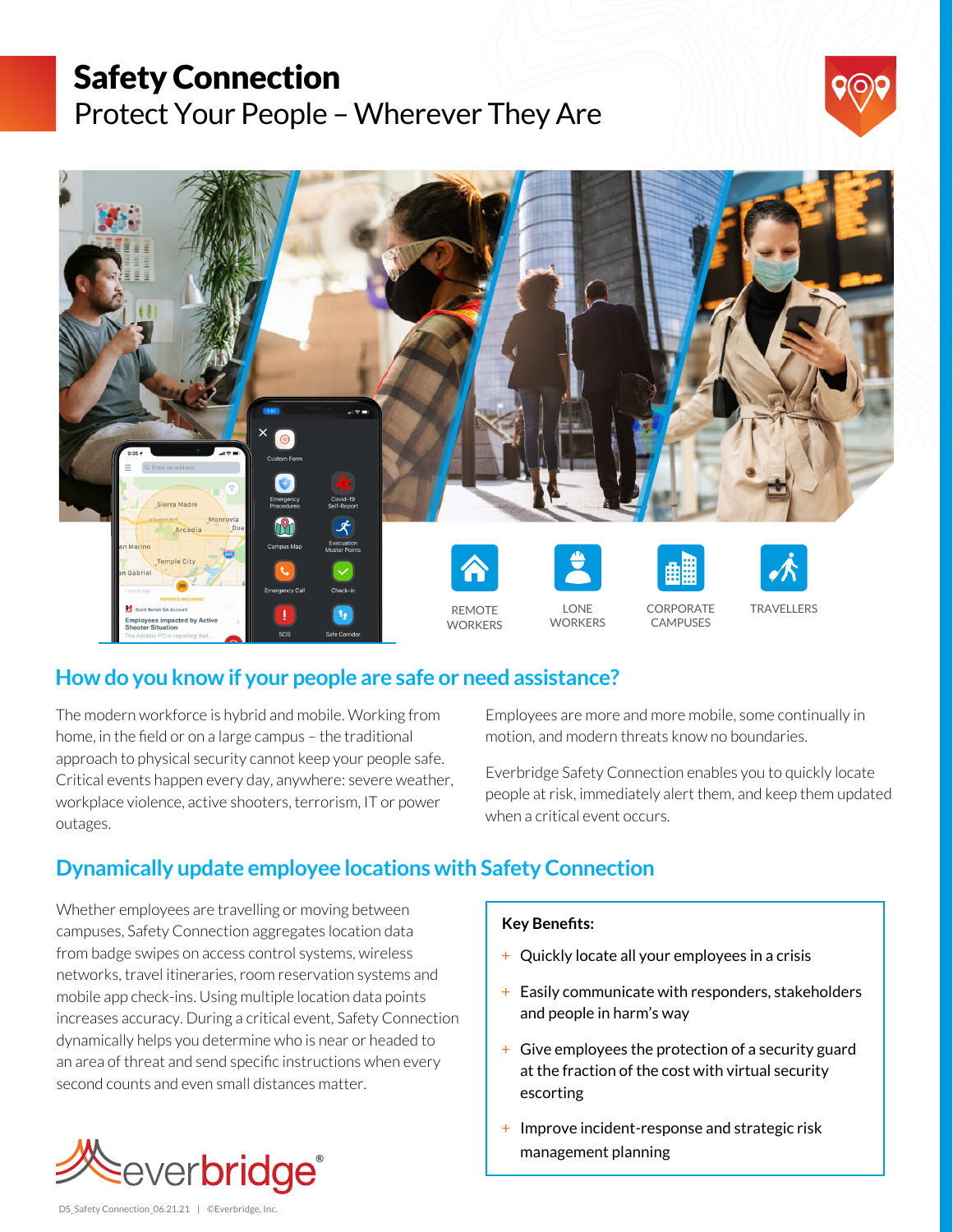# Safety Connection

Protect Your People – Wherever They Are

REMOTE WORKERS

LONE WORKERS

CORPORATE CAMPUSES

TRAVELLERS

## How do you know if your people are safe or need assistance?

The modern workforce is hybrid and mobile. Working from home, in the field or on a large campus – the traditional approach to physical security cannot keep your people safe. Critical events happen every day, anywhere: severe weather, workplace violence, active shooters, terrorism, IT or power outages.

Employees are more and more mobile, some continually in motion, and modern threats know no boundaries.

Everbridge Safety Connection enables you to quickly locate people at risk, immediately alert them, and keep them updated when a critical event occurs.

## Dynamically update employee locations with Safety Connection

Whether employees are travelling or moving between campuses, Safety Connection aggregates location data from badge swipes on access control systems, wireless networks, travel itineraries, room reservation systems and mobile app check-ins. Using multiple location data points increases accuracy. During a critical event, Safety Connection dynamically helps you determine who is near or headed to an area of threat and send specific instructions when every second counts and even small distances matter.

**Key Benefits:**

- Quickly locate all your employees in a crisis
- Easily communicate with responders, stakeholders and people in harm's way
- Give employees the protection of a security guard at the fraction of the cost with virtual security escorting
- Improve incident-response and strategic risk management planning

everbridge®

DS_Safety Connection_06.21.21 | ©Everbridge, Inc.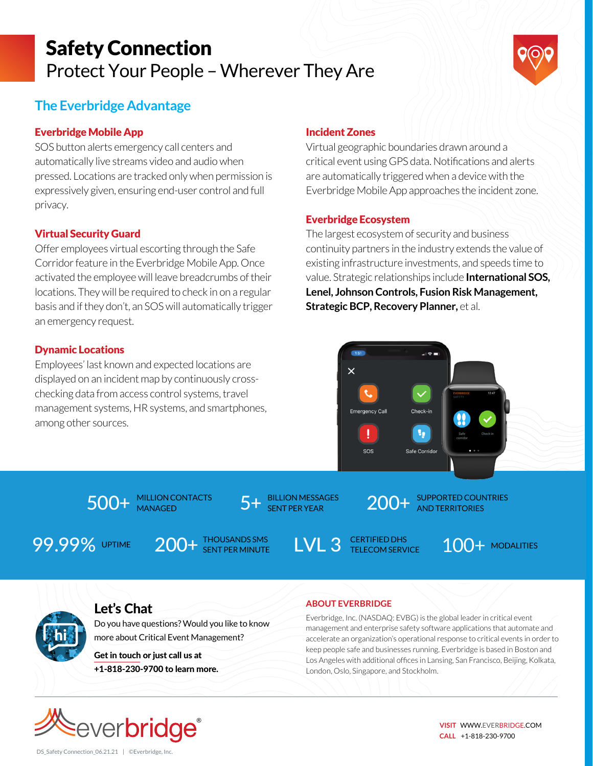# Safety Connection

Protect Your People – Wherever They Are

## The Everbridge Advantage

### Everbridge Mobile App

SOS button alerts emergency call centers and automatically live streams video and audio when pressed. Locations are tracked only when permission is expressively given, ensuring end-user control and full privacy.

### Virtual Security Guard

Offer employees virtual escorting through the Safe Corridor feature in the Everbridge Mobile App. Once activated the employee will leave breadcrumbs of their locations. They will be required to check in on a regular basis and if they don't, an SOS will automatically trigger an emergency request.

### Dynamic Locations

Employees' last known and expected locations are displayed on an incident map by continuously cross-checking data from access control systems, travel management systems, HR systems, and smartphones, among other sources.

### Incident Zones

Virtual geographic boundaries drawn around a critical event using GPS data. Notifications and alerts are automatically triggered when a device with the Everbridge Mobile App approaches the incident zone.

### Everbridge Ecosystem

The largest ecosystem of security and business continuity partners in the industry extends the value of existing infrastructure investments, and speeds time to value. Strategic relationships include **International SOS, Lenel, Johnson Controls, Fusion Risk Management, Strategic BCP, Recovery Planner,** et al.

500+ MILLION CONTACTS MANAGED

5+ BILLION MESSAGES SENT PER YEAR

200+ SUPPORTED COUNTRIES AND TERRITORIES

99.99% UPTIME

200+ THOUSANDS SMS SENT PER MINUTE

LVL 3 CERTIFIED DHS TELECOM SERVICE

100+ MODALITIES

## Let's Chat

Do you have questions? Would you like to know more about Critical Event Management?

**Get in touch or just call us at +1-818-230-9700 to learn more.**

## ABOUT EVERBRIDGE

Everbridge, Inc. (NASDAQ: EVBG) is the global leader in critical event management and enterprise safety software applications that automate and accelerate an organization's operational response to critical events in order to keep people safe and businesses running. Everbridge is based in Boston and Los Angeles with additional offices in Lansing, San Francisco, Beijing, Kolkata, London, Oslo, Singapore, and Stockholm.

everbridge®

VISIT WWW.EVERBRIDGE.COM
CALL +1-818-230-9700

DS_Safety Connection_06.21.21 | ©Everbridge, Inc.